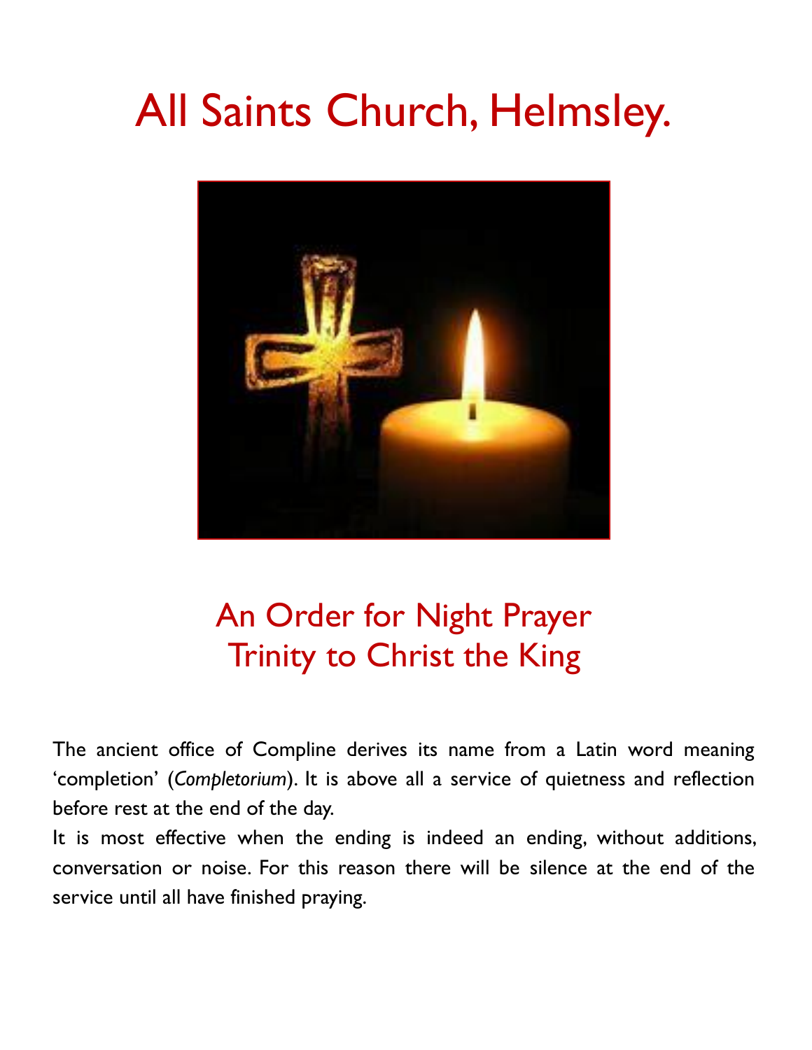# All Saints Church, Helmsley.

## An Order for Night Prayer
## Trinity to Christ the King

The ancient office of Compline derives its name from a Latin word meaning 'completion' (*Completorium*). It is above all a service of quietness and reflection before rest at the end of the day.

It is most effective when the ending is indeed an ending, without additions, conversation or noise. For this reason there will be silence at the end of the service until all have finished praying.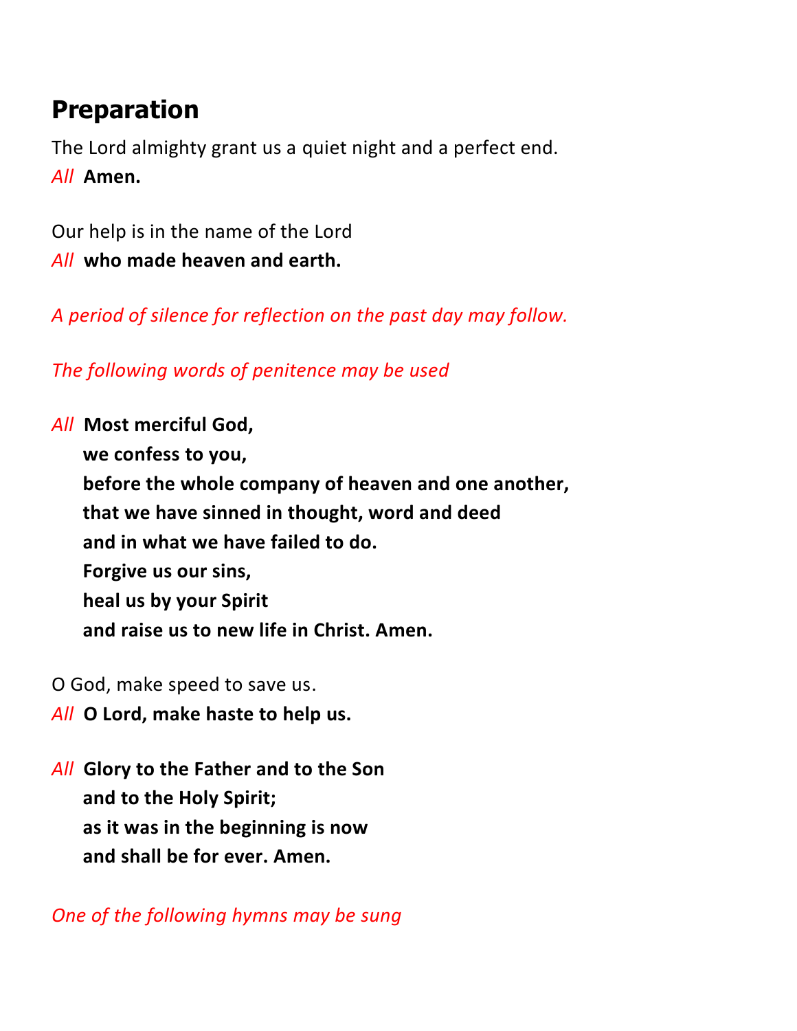## Preparation

The Lord almighty grant us a quiet night and a perfect end.
*All* **Amen.**

Our help is in the name of the Lord
*All* **who made heaven and earth.**

*A period of silence for reflection on the past day may follow.*

*The following words of penitence may be used*

*All* **Most merciful God,**
**we confess to you,**
**before the whole company of heaven and one another,**
**that we have sinned in thought, word and deed**
**and in what we have failed to do.**
**Forgive us our sins,**
**heal us by your Spirit**
**and raise us to new life in Christ. Amen.**

O God, make speed to save us.
*All* **O Lord, make haste to help us.**

*All* **Glory to the Father and to the Son**
**and to the Holy Spirit;**
**as it was in the beginning is now**
**and shall be for ever. Amen.**

*One of the following hymns may be sung*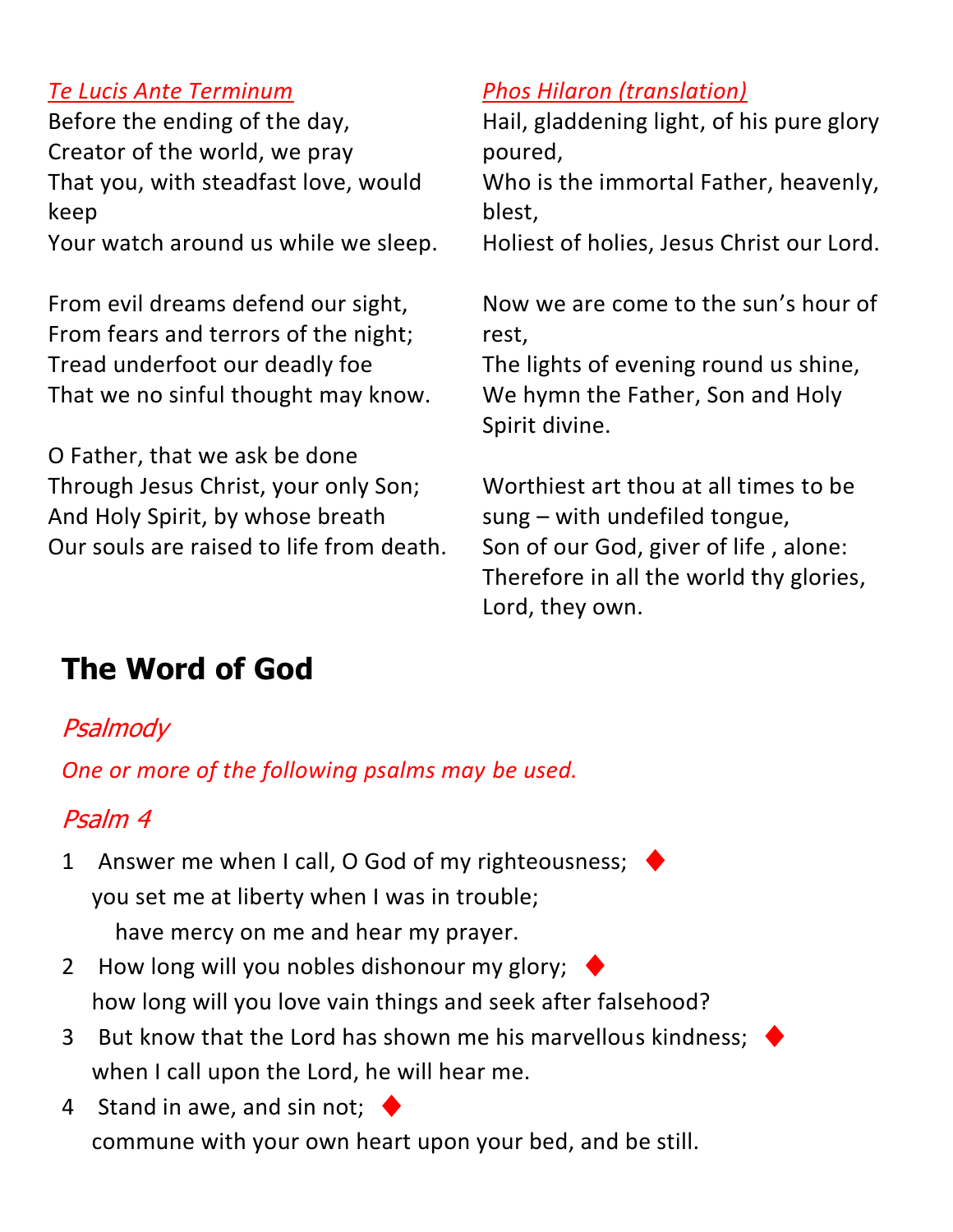*Te Lucis Ante Terminum*

Before the ending of the day,
Creator of the world, we pray
That you, with steadfast love, would keep
Your watch around us while we sleep.

From evil dreams defend our sight,
From fears and terrors of the night;
Tread underfoot our deadly foe
That we no sinful thought may know.

O Father, that we ask be done
Through Jesus Christ, your only Son;
And Holy Spirit, by whose breath
Our souls are raised to life from death.

*Phos Hilaron (translation)*

Hail, gladdening light, of his pure glory poured,
Who is the immortal Father, heavenly, blest,
Holiest of holies, Jesus Christ our Lord.

Now we are come to the sun's hour of rest,
The lights of evening round us shine,
We hymn the Father, Son and Holy Spirit divine.

Worthiest art thou at all times to be sung – with undefiled tongue,
Son of our God, giver of life , alone:
Therefore in all the world thy glories, Lord, they own.

## The Word of God

### *Psalmody*

*One or more of the following psalms may be used.*

### *Psalm 4*

1 Answer me when I call, O God of my righteousness; ♦
you set me at liberty when I was in trouble;
have mercy on me and hear my prayer.

2 How long will you nobles dishonour my glory; ♦
how long will you love vain things and seek after falsehood?

3 But know that the Lord has shown me his marvellous kindness; ♦
when I call upon the Lord, he will hear me.

4 Stand in awe, and sin not; ♦
commune with your own heart upon your bed, and be still.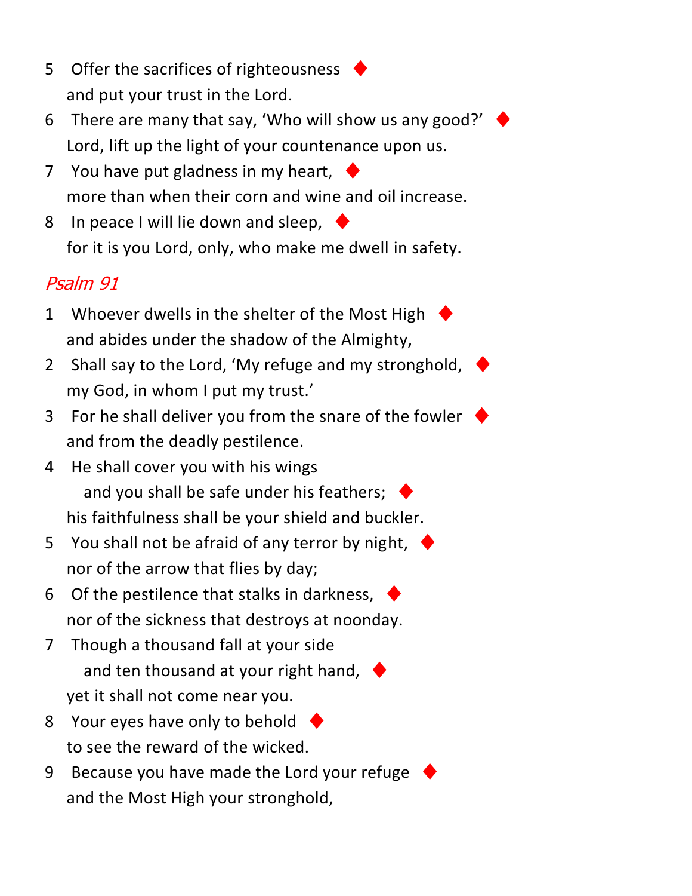5 Offer the sacrifices of righteousness ♦
and put your trust in the Lord.

6 There are many that say, 'Who will show us any good?' ♦
Lord, lift up the light of your countenance upon us.

7 You have put gladness in my heart, ♦
more than when their corn and wine and oil increase.

8 In peace I will lie down and sleep, ♦
for it is you Lord, only, who make me dwell in safety.

## *Psalm 91*

1 Whoever dwells in the shelter of the Most High ♦
and abides under the shadow of the Almighty,

2 Shall say to the Lord, 'My refuge and my stronghold, ♦
my God, in whom I put my trust.'

3 For he shall deliver you from the snare of the fowler ♦
and from the deadly pestilence.

4 He shall cover you with his wings
and you shall be safe under his feathers; ♦
his faithfulness shall be your shield and buckler.

5 You shall not be afraid of any terror by night, ♦
nor of the arrow that flies by day;

6 Of the pestilence that stalks in darkness, ♦
nor of the sickness that destroys at noonday.

7 Though a thousand fall at your side
and ten thousand at your right hand, ♦
yet it shall not come near you.

8 Your eyes have only to behold ♦
to see the reward of the wicked.

9 Because you have made the Lord your refuge ♦
and the Most High your stronghold,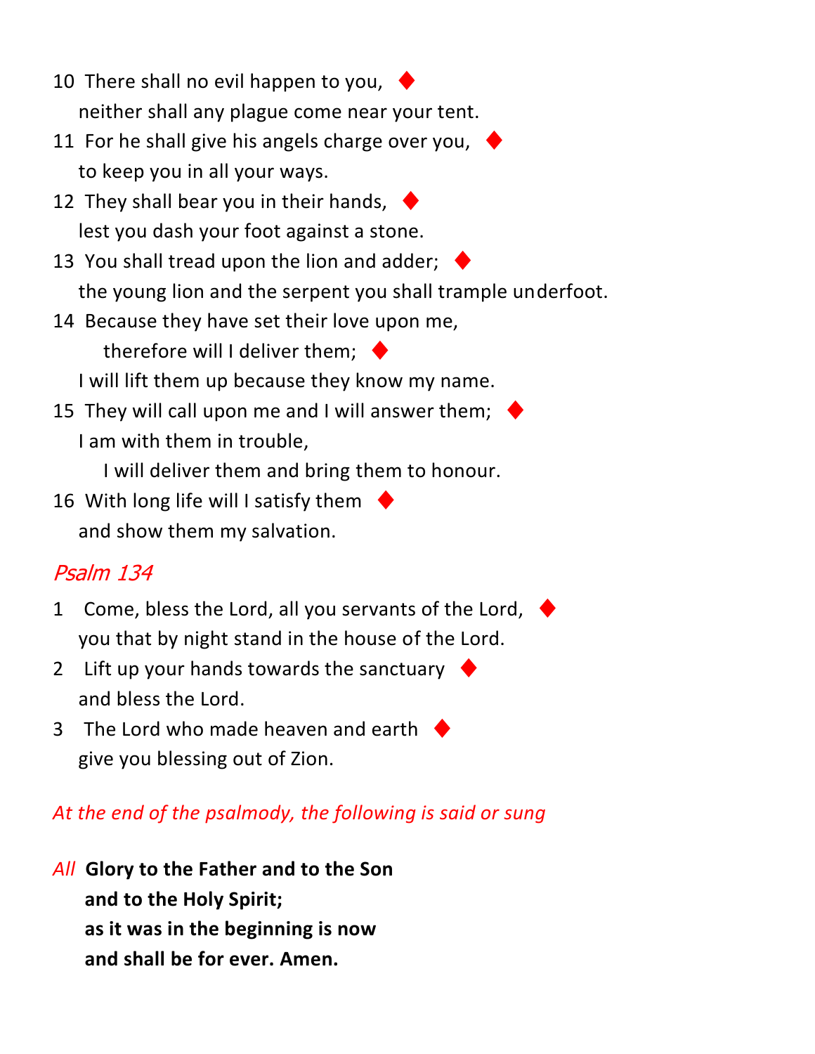10 There shall no evil happen to you, ◆
neither shall any plague come near your tent.

11 For he shall give his angels charge over you, ◆
to keep you in all your ways.

12 They shall bear you in their hands, ◆
lest you dash your foot against a stone.

13 You shall tread upon the lion and adder; ◆
the young lion and the serpent you shall trample underfoot.

14 Because they have set their love upon me,
therefore will I deliver them; ◆
I will lift them up because they know my name.

15 They will call upon me and I will answer them; ◆
I am with them in trouble,
I will deliver them and bring them to honour.

16 With long life will I satisfy them ◆
and show them my salvation.

## *Psalm 134*

1 Come, bless the Lord, all you servants of the Lord, ◆
you that by night stand in the house of the Lord.

2 Lift up your hands towards the sanctuary ◆
and bless the Lord.

3 The Lord who made heaven and earth ◆
give you blessing out of Zion.

*At the end of the psalmody, the following is said or sung*

*All* **Glory to the Father and to the Son**
**and to the Holy Spirit;**
**as it was in the beginning is now**
**and shall be for ever. Amen.**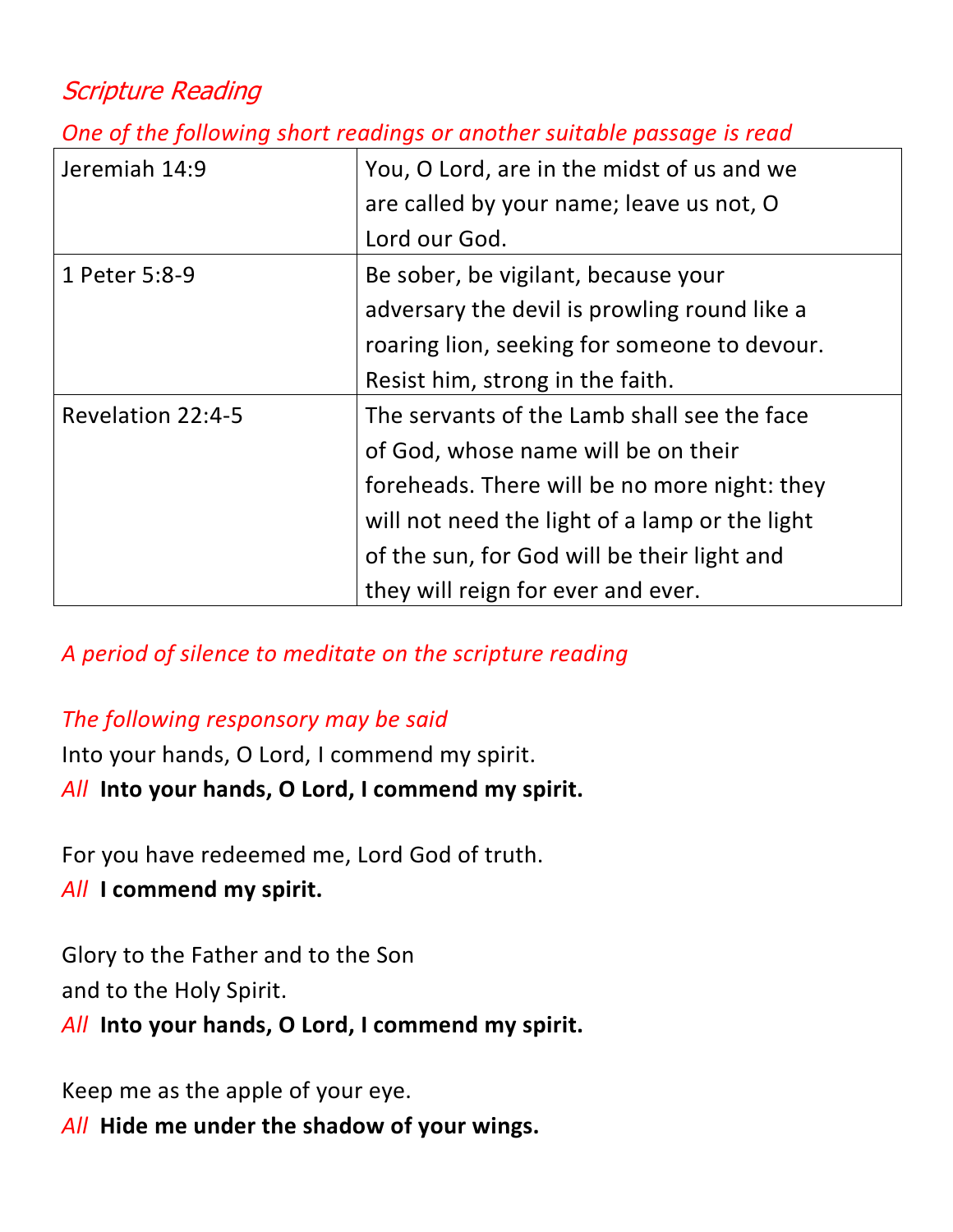## *Scripture Reading*

*One of the following short readings or another suitable passage is read*

| | |
|---|---|
| Jeremiah 14:9 | You, O Lord, are in the midst of us and we are called by your name; leave us not, O Lord our God. |
| 1 Peter 5:8-9 | Be sober, be vigilant, because your adversary the devil is prowling round like a roaring lion, seeking for someone to devour. Resist him, strong in the faith. |
| Revelation 22:4-5 | The servants of the Lamb shall see the face of God, whose name will be on their foreheads. There will be no more night: they will not need the light of a lamp or the light of the sun, for God will be their light and they will reign for ever and ever. |

*A period of silence to meditate on the scripture reading*

*The following responsory may be said*

Into your hands, O Lord, I commend my spirit.
*All* **Into your hands, O Lord, I commend my spirit.**

For you have redeemed me, Lord God of truth.
*All* **I commend my spirit.**

Glory to the Father and to the Son
and to the Holy Spirit.
*All* **Into your hands, O Lord, I commend my spirit.**

Keep me as the apple of your eye.
*All* **Hide me under the shadow of your wings.**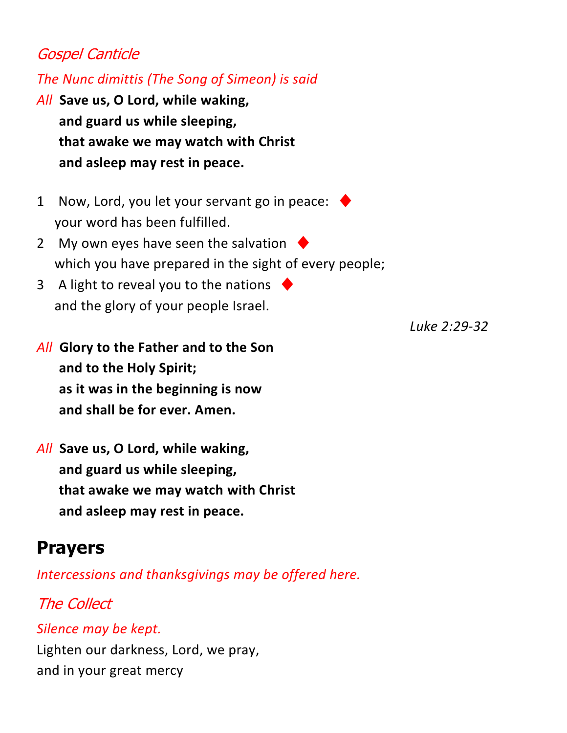*Gospel Canticle*

*The Nunc dimittis (The Song of Simeon) is said*

*All* **Save us, O Lord, while waking,**
**and guard us while sleeping,**
**that awake we may watch with Christ**
**and asleep may rest in peace.**

1 Now, Lord, you let your servant go in peace: ♦
your word has been fulfilled.

2 My own eyes have seen the salvation ♦
which you have prepared in the sight of every people;

3 A light to reveal you to the nations ♦
and the glory of your people Israel.

*Luke 2:29-32*

*All* **Glory to the Father and to the Son**
**and to the Holy Spirit;**
**as it was in the beginning is now**
**and shall be for ever. Amen.**

*All* **Save us, O Lord, while waking,**
**and guard us while sleeping,**
**that awake we may watch with Christ**
**and asleep may rest in peace.**

## Prayers

*Intercessions and thanksgivings may be offered here.*

*The Collect*

*Silence may be kept.*

Lighten our darkness, Lord, we pray,
and in your great mercy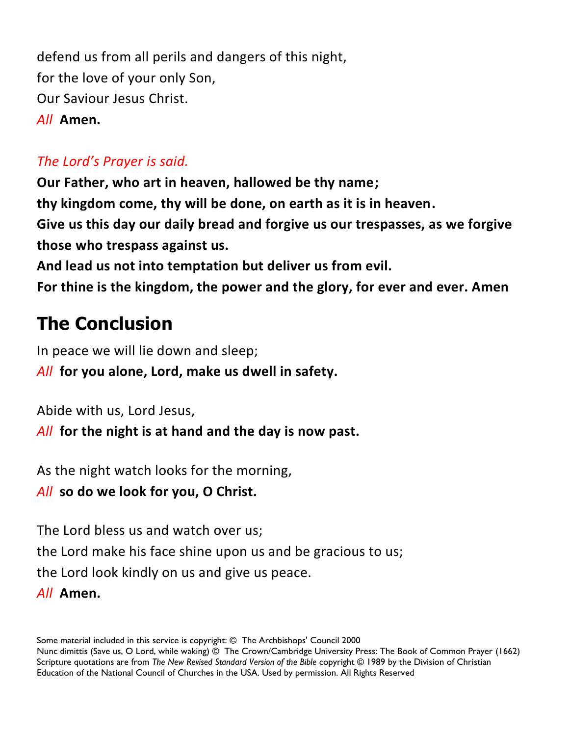defend us from all perils and dangers of this night,
for the love of your only Son,
Our Saviour Jesus Christ.
*All* **Amen.**

*The Lord's Prayer is said.*

**Our Father, who art in heaven, hallowed be thy name;**
**thy kingdom come, thy will be done, on earth as it is in heaven.**
**Give us this day our daily bread and forgive us our trespasses, as we forgive those who trespass against us.**
**And lead us not into temptation but deliver us from evil.**
**For thine is the kingdom, the power and the glory, for ever and ever. Amen**

## The Conclusion

In peace we will lie down and sleep;
*All* **for you alone, Lord, make us dwell in safety.**

Abide with us, Lord Jesus,
*All* **for the night is at hand and the day is now past.**

As the night watch looks for the morning,
*All* **so do we look for you, O Christ.**

The Lord bless us and watch over us;
the Lord make his face shine upon us and be gracious to us;
the Lord look kindly on us and give us peace.
*All* **Amen.**

Some material included in this service is copyright: © The Archbishops' Council 2000
Nunc dimittis (Save us, O Lord, while waking) © The Crown/Cambridge University Press: The Book of Common Prayer (1662)
Scripture quotations are from *The New Revised Standard Version of the Bible* copyright © 1989 by the Division of Christian Education of the National Council of Churches in the USA. Used by permission. All Rights Reserved